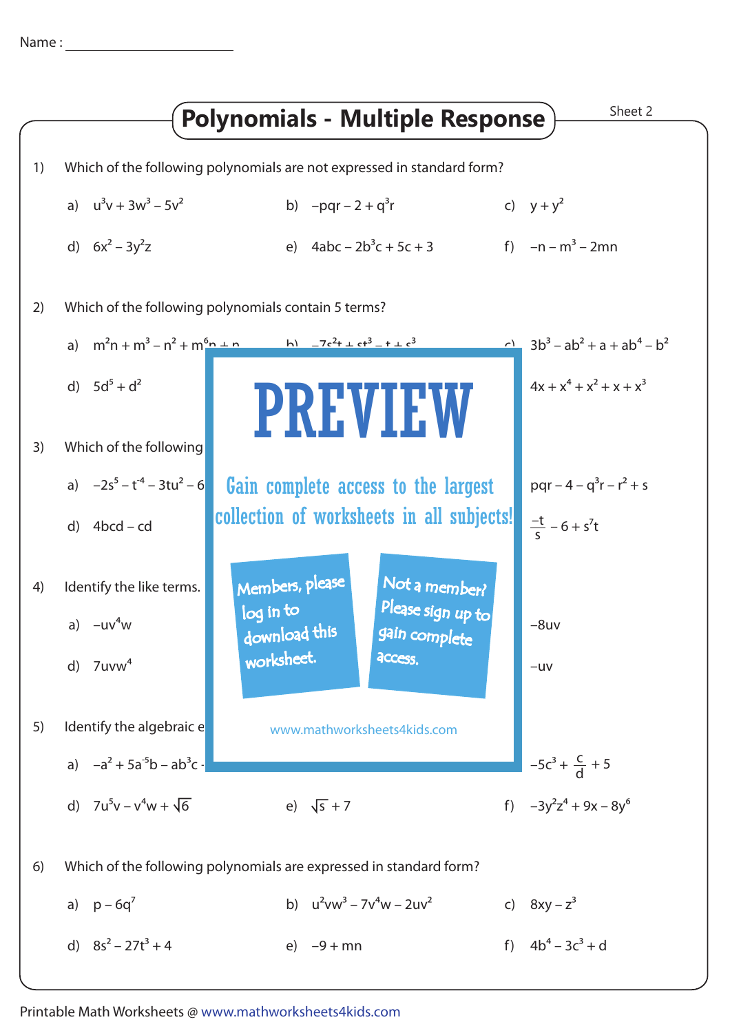Name : ______________________

# Polynomials - Multiple Response

Sheet 2

1) Which of the following polynomials are not expressed in standard form?

a) $u^3v + 3w^3 - 5v^2$ b) $-pqr - 2 + q^3r$ c) $y + y^2$

d) $6x^2 - 3y^2z$ e) $4abc - 2b^3c + 5c + 3$ f) $-n - m^3 - 2mn$

2) Which of the following polynomials contain 5 terms?

a) $m^2n + m^3 - n^2 + m^6n + n$ b) $-7s^2t + st^3 - t + s^3$ c) $3b^3 - ab^2 + a + ab^4 - b^2$

d) $5d^5 + d^2$ f) $4x + x^4 + x^2 + x + x^3$

3) Which of the following

a) $-2s^5 - t^4 - 3tu^2 - 6$ c) $pqr - 4 - q^3r - r^2 + s$

d) $4bcd - cd$ f) $\frac{-t}{s} - 6 + s^7t$

PREVIEW

Gain complete access to the largest collection of worksheets in all subjects!

Members, please log in to download this worksheet.

Not a member? Please sign up to gain complete access.

www.mathworksheets4kids.com

4) Identify the like terms.

a) $-uv^4w$ c) $-8uv$

d) $7uvw^4$ f) $-uv$

5) Identify the algebraic e

a) $-a^2 + 5a^{-5}b - ab^3c$ c) $-5c^3 + \frac{c}{d} + 5$

d) $7u^5v - v^4w + \sqrt{6}$ e) $\sqrt{s} + 7$ f) $-3y^2z^4 + 9x - 8y^6$

6) Which of the following polynomials are expressed in standard form?

a) $p - 6q^7$ b) $u^2vw^3 - 7v^4w - 2uv^2$ c) $8xy - z^3$

d) $8s^2 - 27t^3 + 4$ e) $-9 + mn$ f) $4b^4 - 3c^3 + d$

Printable Math Worksheets @ www.mathworksheets4kids.com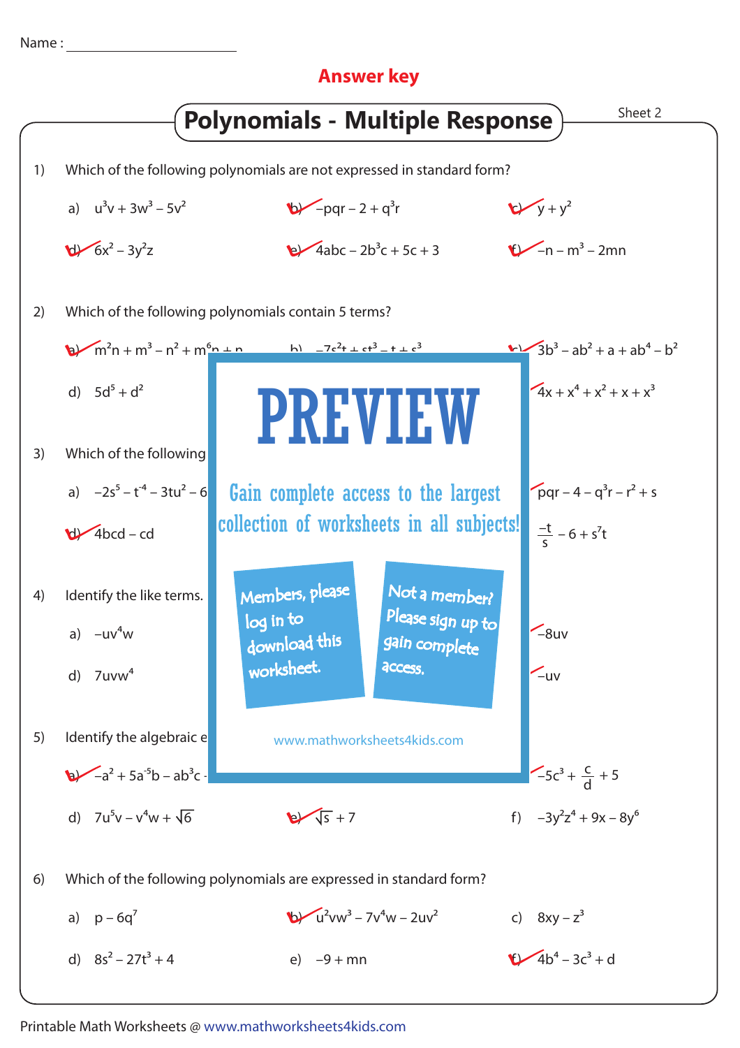Name :

**Answer key**

# Polynomials - Multiple Response

Sheet 2

1) Which of the following polynomials are not expressed in standard form?

a) $u^3v + 3w^3 - 5v^2$

b) ✓ $-pqr - 2 + q^3r$

c) ✓ $y + y^2$

d) ✓ $6x^2 - 3y^2z$

e) ✓ $4abc - 2b^3c + 5c + 3$

f) ✓ $-n - m^3 - 2mn$

2) Which of the following polynomials contain 5 terms?

a) ✓ $m^2n + m^3 - n^2 + m^6n + n$

b) $-7c^2t + ct^3 - t + c^3$

c) ✓ $3b^3 - ab^2 + a + ab^4 - b^2$

d) $5d^5 + d^2$

✓ $4x + x^4 + x^2 + x + x^3$

3) Which of the following

a) $-2s^5 - t^{-4} - 3tu^2 - 6$

✓ $pqr - 4 - q^3r - r^2 + s$

d) ✓ $4bcd - cd$

$\frac{-t}{s} - 6 + s^7t$

4) Identify the like terms.

a) $-uv^4w$

✓ $-8uv$

d) $7uvw^4$

✓ $-uv$

5) Identify the algebraic e

a) ✓ $-a^2 + 5a^{-5}b - ab^3c$

✓ $-5c^3 + \frac{c}{d} + 5$

d) $7u^5v - v^4w + \sqrt{6}$

e) ✓ $\sqrt{s} + 7$

f) $-3y^2z^4 + 9x - 8y^6$

6) Which of the following polynomials are expressed in standard form?

a) $p - 6q^7$

b) ✓ $u^2vw^3 - 7v^4w - 2uv^2$

c) $8xy - z^3$

d) $8s^2 - 27t^3 + 4$

e) $-9 + mn$

f) ✓ $4b^4 - 3c^3 + d$

PREVIEW

Gain complete access to the largest collection of worksheets in all subjects!

Members, please log in to download this worksheet.

Not a member? Please sign up to gain complete access.

www.mathworksheets4kids.com

Printable Math Worksheets @ www.mathworksheets4kids.com